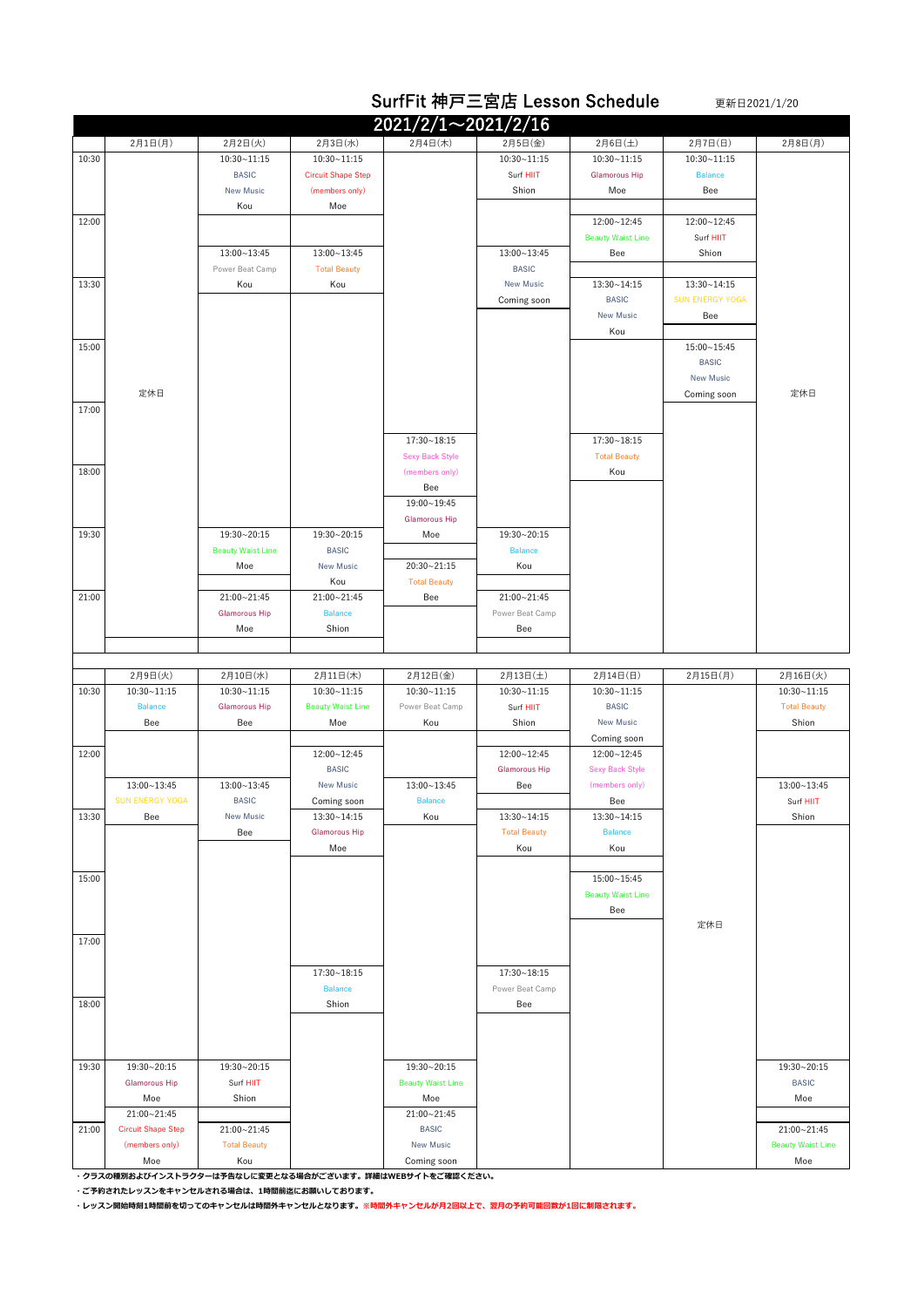# SurfFit 神戸三宮店 Lesson Schedule

更新日2021/1/20

## 2021/2/1〜2021/2/16

| | 2月1日(月) | 2月2日(火) | 2月3日(水) | 2月4日(木) | 2月5日(金) | 2月6日(土) | 2月7日(日) | 2月8日(月) |
|---|---|---|---|---|---|---|---|---|
| 10:30 | 定休日 | 10:30~11:15 BASIC New Music Kou | 10:30~11:15 Circuit Shape Step (members only) Moe | | 10:30~11:15 Surf HIIT Shion | 10:30~11:15 Glamorous Hip Moe | 10:30~11:15 Balance Bee | 定休日 |
| 12:00 | | | | | | 12:00~12:45 Beauty Waist Line Bee | 12:00~12:45 Surf HIIT Shion | |
| | | 13:00~13:45 Power Beat Camp Kou | 13:00~13:45 Total Beauty Kou | | 13:00~13:45 BASIC New Music Coming soon | | | |
| 13:30 | | | | | | 13:30~14:15 BASIC New Music Kou | 13:30~14:15 SUN ENERGY YOGA Bee | |
| 15:00 | | | | | | | 15:00~15:45 BASIC New Music Coming soon | |
| 17:00 | | | | 17:30~18:15 Sexy Back Style (members only) Bee | | 17:30~18:15 Total Beauty Kou | | |
| 18:00 | | | | 19:00~19:45 Glamorous Hip Moe | | | | |
| 19:30 | | 19:30~20:15 Beauty Waist Line Moe | 19:30~20:15 BASIC New Music Kou | 20:30~21:15 Total Beauty Bee | 19:30~20:15 Balance Kou | | | |
| 21:00 | | 21:00~21:45 Glamorous Hip Moe | 21:00~21:45 Balance Shion | | 21:00~21:45 Power Beat Camp Bee | | | |

| | 2月9日(火) | 2月10日(水) | 2月11日(木) | 2月12日(金) | 2月13日(土) | 2月14日(日) | 2月15日(月) | 2月16日(火) |
|---|---|---|---|---|---|---|---|---|
| 10:30 | 10:30~11:15 Balance Bee | 10:30~11:15 Glamorous Hip Bee | 10:30~11:15 Beauty Waist Line Moe | 10:30~11:15 Power Beat Camp Kou | 10:30~11:15 Surf HIIT Shion | 10:30~11:15 BASIC New Music Coming soon | 定休日 | 10:30~11:15 Total Beauty Shion |
| 12:00 | | | 12:00~12:45 BASIC New Music Coming soon | | 12:00~12:45 Glamorous Hip Bee | 12:00~12:45 Sexy Back Style (members only) Bee | | |
| | 13:00~13:45 SUN ENERGY YOGA Bee | 13:00~13:45 BASIC New Music Bee | | 13:00~13:45 Balance Kou | | | | 13:00~13:45 Surf HIIT Shion |
| 13:30 | | | 13:30~14:15 Glamorous Hip Moe | | 13:30~14:15 Total Beauty Kou | 13:30~14:15 Balance Kou | | |
| 15:00 | | | | | | 15:00~15:45 Beauty Waist Line Bee | | |
| 17:00 | | | 17:30~18:15 Balance Shion | | 17:30~18:15 Power Beat Camp Bee | | | |
| 18:00 | | | | | | | | |
| 19:30 | 19:30~20:15 Glamorous Hip Moe | 19:30~20:15 Surf HIIT Shion | | 19:30~20:15 Beauty Waist Line Moe | | | | 19:30~20:15 BASIC Moe |
| 21:00 | 21:00~21:45 Circuit Shape Step (members only) Moe | 21:00~21:45 Total Beauty Kou | | 21:00~21:45 BASIC New Music Coming soon | | | | 21:00~21:45 Beauty Waist Line Moe |

**・クラスの種別およびインストラクターは予告なしに変更となる場合がございます。詳細はWEBサイトをご確認ください。**

**・ご予約されたレッスンをキャンセルされる場合は、1時間前迄にお願いしております。**

**・レッスン開始時刻1時間前を切ってのキャンセルは時間外キャンセルとなります。※時間外キャンセルが月2回以上で、翌月の予約可能回数が1回に制限されます。**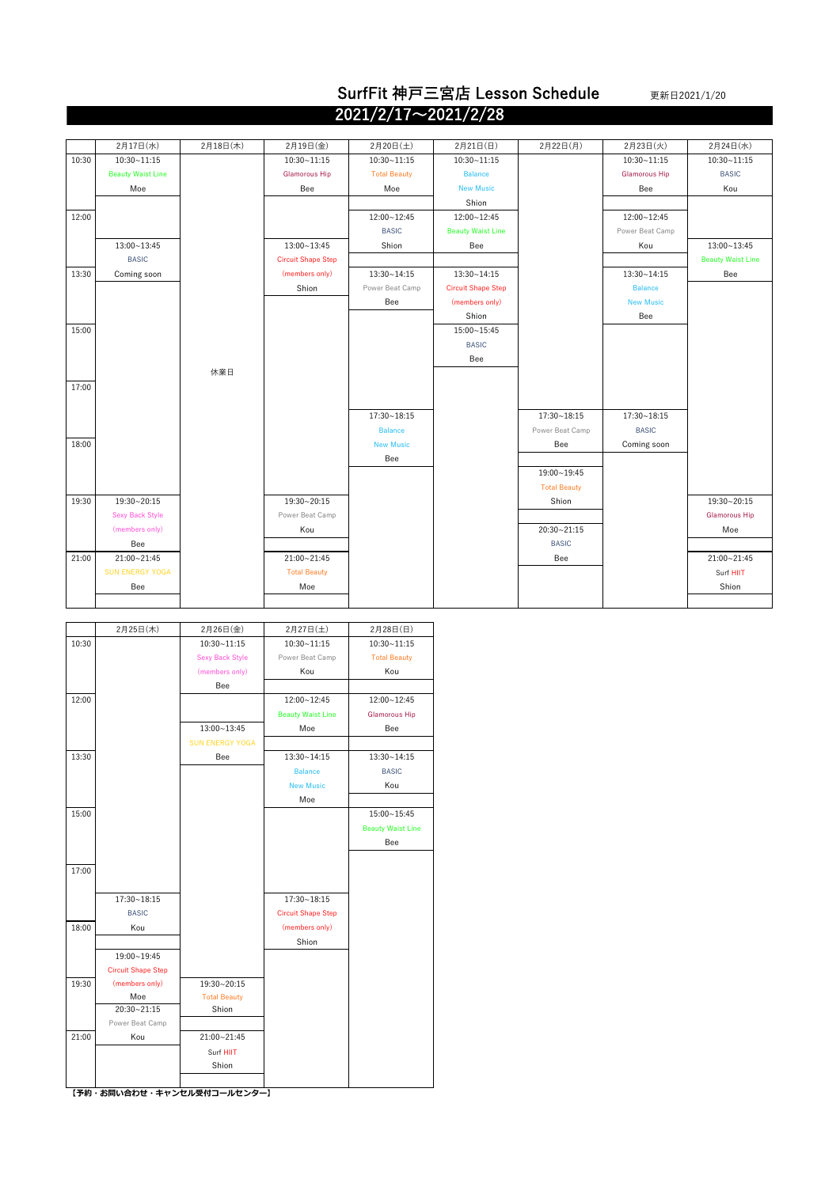# SurfFit 神戸三宮店 Lesson Schedule

更新日2021/1/20

## 2021/2/17〜2021/2/28

| | 2月17日(水) | 2月18日(木) | 2月19日(金) | 2月20日(土) | 2月21日(日) | 2月22日(月) | 2月23日(火) | 2月24日(水) |
|---|---|---|---|---|---|---|---|---|
| 10:30 | 10:30~11:15 Beauty Waist Line Moe | 休業日 | 10:30~11:15 Glamorous Hip Bee | 10:30~11:15 Total Beauty Moe | 10:30~11:15 Balance New Music Shion | | 10:30~11:15 Glamorous Hip Bee | 10:30~11:15 BASIC Kou |
| 12:00 | | | | 12:00~12:45 BASIC Shion | 12:00~12:45 Beauty Waist Line Bee | | 12:00~12:45 Power Beat Camp Kou | |
| | 13:00~13:45 BASIC Coming soon | | 13:00~13:45 Circuit Shape Step (members only) Shion | | | | | 13:00~13:45 Beauty Waist Line Bee |
| 13:30 | | | | 13:30~14:15 Power Beat Camp Bee | 13:30~14:15 Circuit Shape Step (members only) Shion | | 13:30~14:15 Balance New Music Bee | |
| 15:00 | | | | | 15:00~15:45 BASIC Bee | | | |
| 17:00 | | | | | | | | |
| | | | | 17:30~18:15 Balance New Music Bee | | 17:30~18:15 Power Beat Camp Bee | 17:30~18:15 BASIC Coming soon | |
| 18:00 | | | | | | | | |
| | | | | | | 19:00~19:45 Total Beauty Shion | | |
| 19:30 | 19:30~20:15 Sexy Back Style (members only) Bee | | 19:30~20:15 Power Beat Camp Kou | | | | | 19:30~20:15 Glamorous Hip Moe |
| | | | | | | 20:30~21:15 BASIC Bee | | |
| 21:00 | 21:00~21:45 SUN ENERGY YOGA Bee | | 21:00~21:45 Total Beauty Moe | | | | | 21:00~21:45 Surf HIIT Shion |

| | 2月25日(木) | 2月26日(金) | 2月27日(土) | 2月28日(日) |
|---|---|---|---|---|
| 10:30 | | 10:30~11:15 Sexy Back Style (members only) Bee | 10:30~11:15 Power Beat Camp Kou | 10:30~11:15 Total Beauty Kou |
| 12:00 | | | 12:00~12:45 Beauty Waist Line Moe | 12:00~12:45 Glamorous Hip Bee |
| | | 13:00~13:45 SUN ENERGY YOGA Bee | | |
| 13:30 | | | 13:30~14:15 Balance New Music Moe | 13:30~14:15 BASIC Kou |
| 15:00 | | | | 15:00~15:45 Beauty Waist Line Bee |
| 17:00 | | | | |
| | 17:30~18:15 BASIC Kou | | 17:30~18:15 Circuit Shape Step (members only) Shion | |
| 18:00 | | | | |
| | 19:00~19:45 Circuit Shape Step (members only) Moe | | | |
| 19:30 | | 19:30~20:15 Total Beauty Shion | | |
| | 20:30~21:15 Power Beat Camp Kou | | | |
| 21:00 | | 21:00~21:45 Surf HIIT Shion | | |

**【予約・お問い合わせ・キャンセル受付コールセンター】**